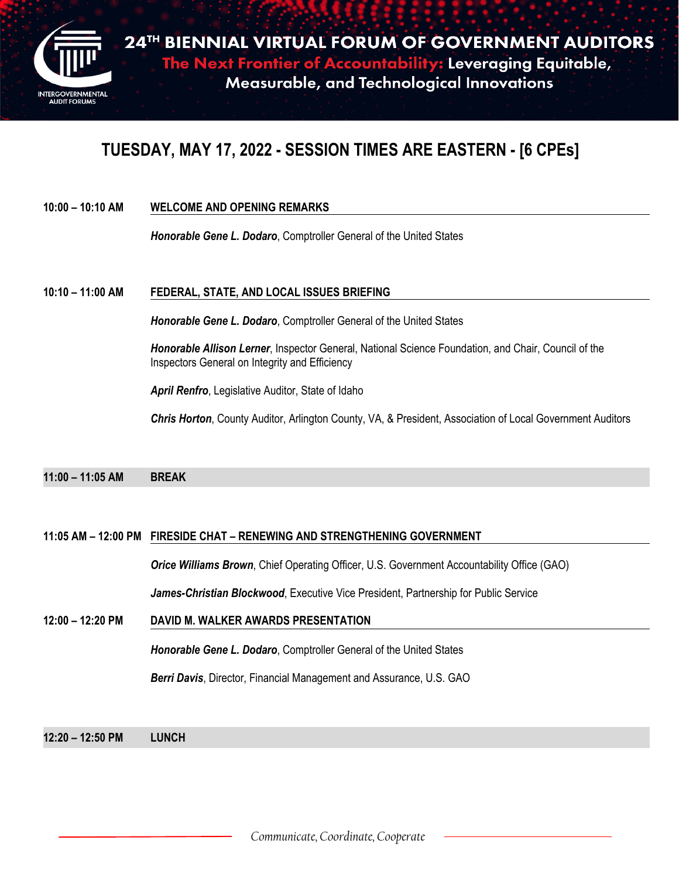INTERGOVERNMENTAL AUDIT FORUMS

# 24TH BIENNIAL VIRTUAL FORUM OF GOVERNMENT AUDITORS

**The Next Frontier of Accountability: Leveraging Equitable, Measurable, and Technological Innovations**

## TUESDAY, MAY 17, 2022 - SESSION TIMES ARE EASTERN - [6 CPEs]

**10:00 – 10:10 AM** **WELCOME AND OPENING REMARKS**

***Honorable Gene L. Dodaro***, Comptroller General of the United States

**10:10 – 11:00 AM** **FEDERAL, STATE, AND LOCAL ISSUES BRIEFING**

***Honorable Gene L. Dodaro***, Comptroller General of the United States

***Honorable Allison Lerner***, Inspector General, National Science Foundation, and Chair, Council of the Inspectors General on Integrity and Efficiency

***April Renfro***, Legislative Auditor, State of Idaho

***Chris Horton***, County Auditor, Arlington County, VA, & President, Association of Local Government Auditors

**11:00 – 11:05 AM** **BREAK**

**11:05 AM – 12:00 PM** **FIRESIDE CHAT – RENEWING AND STRENGTHENING GOVERNMENT**

***Orice Williams Brown***, Chief Operating Officer, U.S. Government Accountability Office (GAO)

***James-Christian Blockwood***, Executive Vice President, Partnership for Public Service

**12:00 – 12:20 PM** **DAVID M. WALKER AWARDS PRESENTATION**

***Honorable Gene L. Dodaro***, Comptroller General of the United States

***Berri Davis***, Director, Financial Management and Assurance, U.S. GAO

**12:20 – 12:50 PM** **LUNCH**

*Communicate, Coordinate, Cooperate*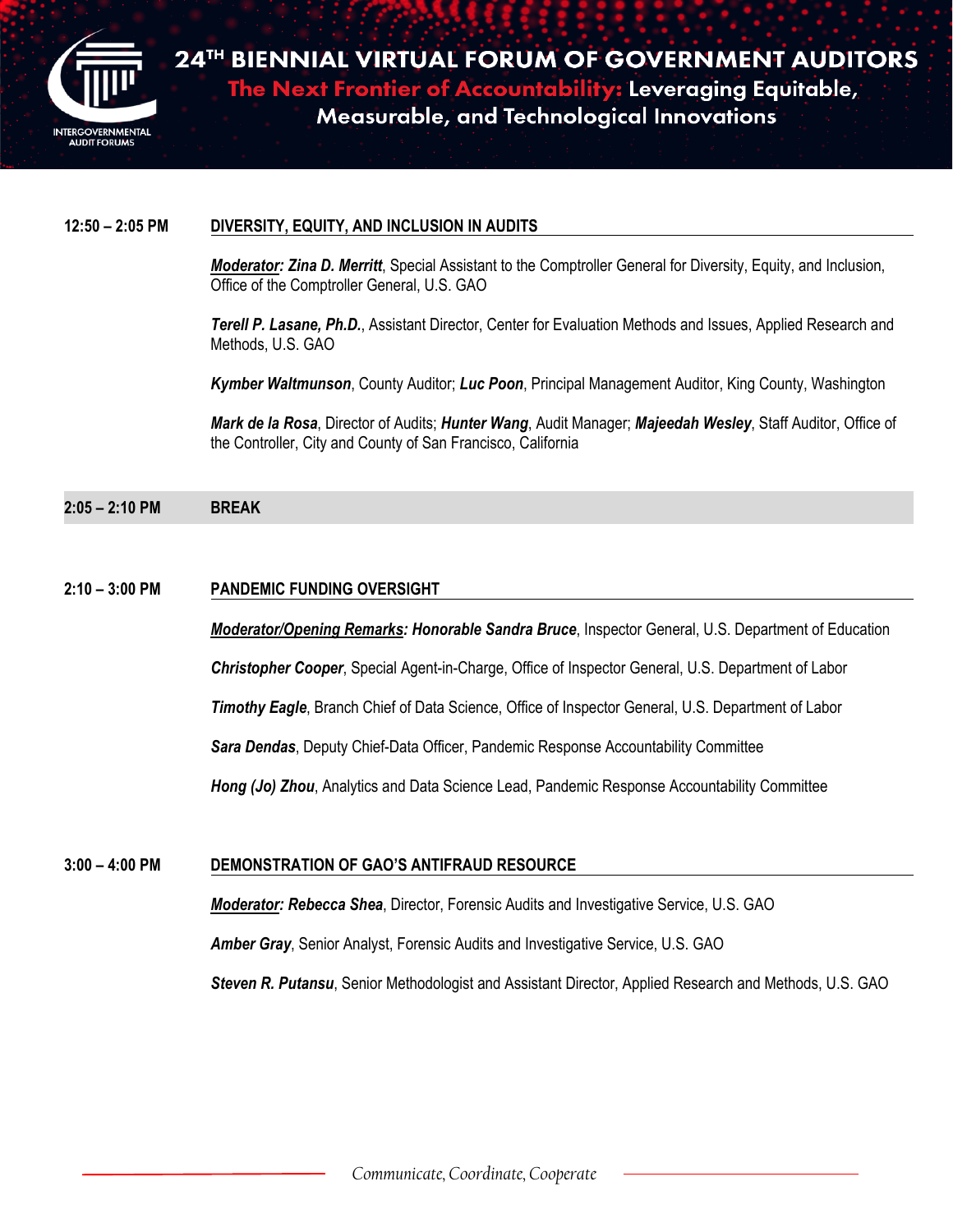**12:50 – 2:05 PM** **DIVERSITY, EQUITY, AND INCLUSION IN AUDITS**

***Moderator:* *Zina D. Merritt***, Special Assistant to the Comptroller General for Diversity, Equity, and Inclusion, Office of the Comptroller General, U.S. GAO

***Terell P. Lasane, Ph.D.***, Assistant Director, Center for Evaluation Methods and Issues, Applied Research and Methods, U.S. GAO

***Kymber Waltmunson***, County Auditor; ***Luc Poon***, Principal Management Auditor, King County, Washington

***Mark de la Rosa***, Director of Audits; ***Hunter Wang***, Audit Manager; ***Majeedah Wesley***, Staff Auditor, Office of the Controller, City and County of San Francisco, California

**2:05 – 2:10 PM** **BREAK**

**2:10 – 3:00 PM** **PANDEMIC FUNDING OVERSIGHT**

***Moderator/Opening Remarks:* *Honorable Sandra Bruce***, Inspector General, U.S. Department of Education

***Christopher Cooper***, Special Agent-in-Charge, Office of Inspector General, U.S. Department of Labor

***Timothy Eagle***, Branch Chief of Data Science, Office of Inspector General, U.S. Department of Labor

***Sara Dendas***, Deputy Chief-Data Officer, Pandemic Response Accountability Committee

***Hong (Jo) Zhou***, Analytics and Data Science Lead, Pandemic Response Accountability Committee

**3:00 – 4:00 PM** **DEMONSTRATION OF GAO'S ANTIFRAUD RESOURCE**

***Moderator:* *Rebecca Shea***, Director, Forensic Audits and Investigative Service, U.S. GAO

***Amber Gray***, Senior Analyst, Forensic Audits and Investigative Service, U.S. GAO

***Steven R. Putansu***, Senior Methodologist and Assistant Director, Applied Research and Methods, U.S. GAO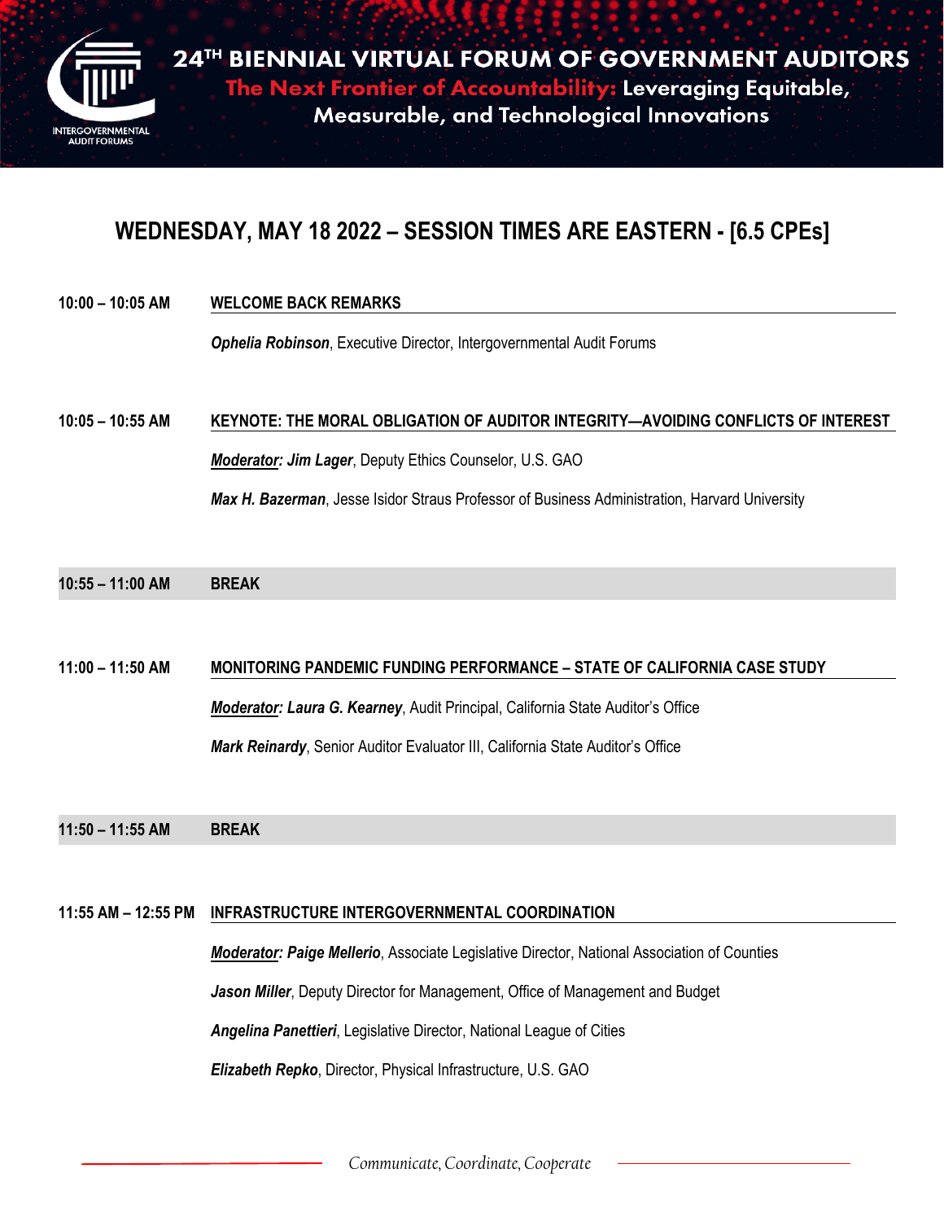# 24TH BIENNIAL VIRTUAL FORUM OF GOVERNMENT AUDITORS

## The Next Frontier of Accountability: Leveraging Equitable, Measurable, and Technological Innovations

## WEDNESDAY, MAY 18 2022 – SESSION TIMES ARE EASTERN - [6.5 CPEs]

**10:00 – 10:05 AM** **WELCOME BACK REMARKS**

***Ophelia Robinson***, Executive Director, Intergovernmental Audit Forums

**10:05 – 10:55 AM** **KEYNOTE: THE MORAL OBLIGATION OF AUDITOR INTEGRITY—AVOIDING CONFLICTS OF INTEREST**

***Moderator: Jim Lager***, Deputy Ethics Counselor, U.S. GAO

***Max H. Bazerman***, Jesse Isidor Straus Professor of Business Administration, Harvard University

**10:55 – 11:00 AM** **BREAK**

**11:00 – 11:50 AM** **MONITORING PANDEMIC FUNDING PERFORMANCE – STATE OF CALIFORNIA CASE STUDY**

***Moderator: Laura G. Kearney***, Audit Principal, California State Auditor's Office

***Mark Reinardy***, Senior Auditor Evaluator III, California State Auditor's Office

**11:50 – 11:55 AM** **BREAK**

**11:55 AM – 12:55 PM** **INFRASTRUCTURE INTERGOVERNMENTAL COORDINATION**

***Moderator: Paige Mellerio***, Associate Legislative Director, National Association of Counties

***Jason Miller***, Deputy Director for Management, Office of Management and Budget

***Angelina Panettieri***, Legislative Director, National League of Cities

***Elizabeth Repko***, Director, Physical Infrastructure, U.S. GAO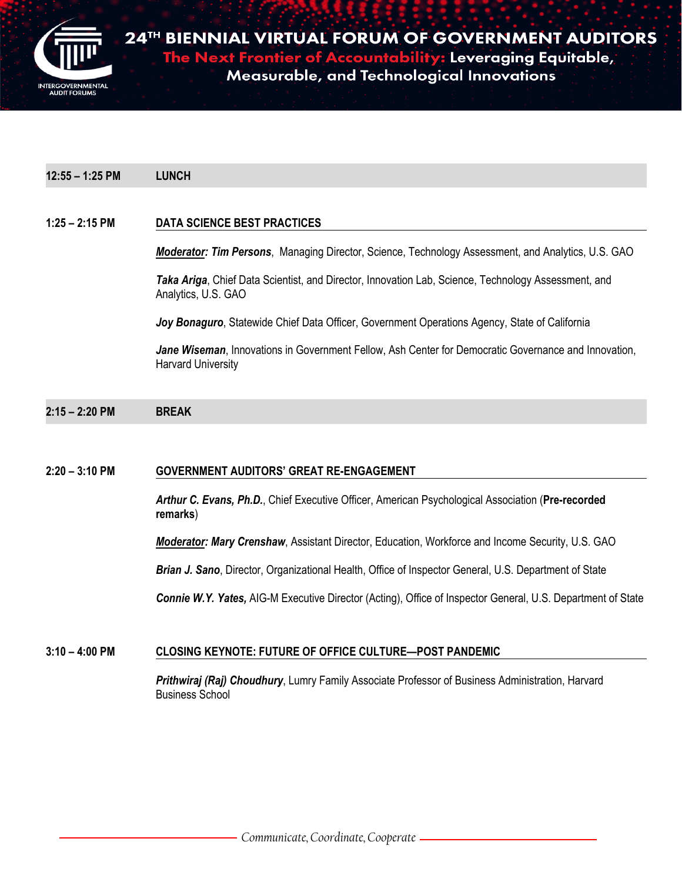| | |
|---|---|
| **12:55 – 1:25 PM** | **LUNCH** |

**1:25 – 2:15 PM** **DATA SCIENCE BEST PRACTICES**

***Moderator: Tim Persons***, Managing Director, Science, Technology Assessment, and Analytics, U.S. GAO

***Taka Ariga***, Chief Data Scientist, and Director, Innovation Lab, Science, Technology Assessment, and Analytics, U.S. GAO

***Joy Bonaguro***, Statewide Chief Data Officer, Government Operations Agency, State of California

***Jane Wiseman***, Innovations in Government Fellow, Ash Center for Democratic Governance and Innovation, Harvard University

| | |
|---|---|
| **2:15 – 2:20 PM** | **BREAK** |

**2:20 – 3:10 PM** **GOVERNMENT AUDITORS' GREAT RE-ENGAGEMENT**

***Arthur C. Evans, Ph.D.***, Chief Executive Officer, American Psychological Association (**Pre-recorded remarks**)

***Moderator: Mary Crenshaw***, Assistant Director, Education, Workforce and Income Security, U.S. GAO

***Brian J. Sano***, Director, Organizational Health, Office of Inspector General, U.S. Department of State

***Connie W.Y. Yates,*** AIG-M Executive Director (Acting), Office of Inspector General, U.S. Department of State

**3:10 – 4:00 PM** **CLOSING KEYNOTE: FUTURE OF OFFICE CULTURE—POST PANDEMIC**

***Prithwiraj (Raj) Choudhury***, Lumry Family Associate Professor of Business Administration, Harvard Business School